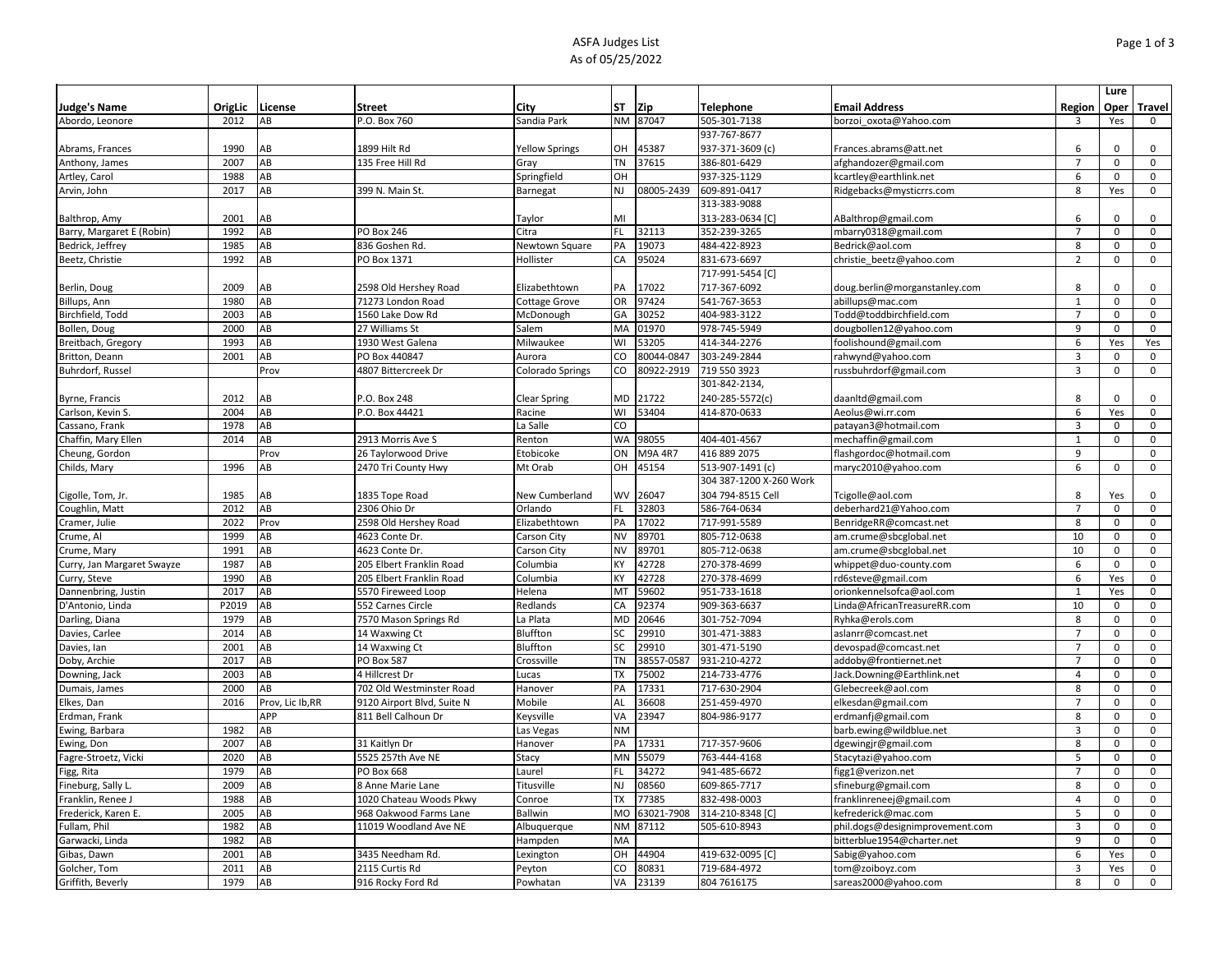# ASFA Judges List

As of 05/25/2022

| Judge's Name | OrigLic | License | Street | City | ST | Zip | Telephone | Email Address | Region | Lure Oper | Travel |
|---|---|---|---|---|---|---|---|---|---|---|---|
| Abordo, Leonore | 2012 | AB | P.O. Box 760 | Sandia Park | NM | 87047 | 505-301-7138 | borzoi_oxota@Yahoo.com | 3 | Yes | 0 |
| Abrams, Frances | 1990 | AB | 1899 Hilt Rd | Yellow Springs | OH | 45387 | 937-767-8677 937-371-3609 (c) | Frances.abrams@att.net | 6 | 0 | 0 |
| Anthony, James | 2007 | AB | 135 Free Hill Rd | Gray | TN | 37615 | 386-801-6429 | afghandozer@gmail.com | 7 | 0 | 0 |
| Artley, Carol | 1988 | AB | | Springfield | OH | | 937-325-1129 | kcartley@earthlink.net | 6 | 0 | 0 |
| Arvin, John | 2017 | AB | 399 N. Main St. | Barnegat | NJ | 08005-2439 | 609-891-0417 | Ridgebacks@mysticrrs.com | 8 | Yes | 0 |
| Balthrop, Amy | 2001 | AB | | Taylor | MI | | 313-383-9088 313-283-0634 [C] | ABalthrop@gmail.com | 6 | 0 | 0 |
| Barry, Margaret E (Robin) | 1992 | AB | PO Box 246 | Citra | FL | 32113 | 352-239-3265 | mbarry0318@gmail.com | 7 | 0 | 0 |
| Bedrick, Jeffrey | 1985 | AB | 836 Goshen Rd. | Newtown Square | PA | 19073 | 484-422-8923 | Bedrick@aol.com | 8 | 0 | 0 |
| Beetz, Christie | 1992 | AB | PO Box 1371 | Hollister | CA | 95024 | 831-673-6697 | christie_beetz@yahoo.com | 2 | 0 | 0 |
| Berlin, Doug | 2009 | AB | 2598 Old Hershey Road | Elizabethtown | PA | 17022 | 717-991-5454 [C] 717-367-6092 | doug.berlin@morganstanley.com | 8 | 0 | 0 |
| Billups, Ann | 1980 | AB | 71273 London Road | Cottage Grove | OR | 97424 | 541-767-3653 | abillups@mac.com | 1 | 0 | 0 |
| Birchfield, Todd | 2003 | AB | 1560 Lake Dow Rd | McDonough | GA | 30252 | 404-983-3122 | Todd@toddbirchfield.com | 7 | 0 | 0 |
| Bollen, Doug | 2000 | AB | 27 Williams St | Salem | MA | 01970 | 978-745-5949 | dougbollen12@yahoo.com | 9 | 0 | 0 |
| Breitbach, Gregory | 1993 | AB | 1930 West Galena | Milwaukee | WI | 53205 | 414-344-2276 | foolishound@gmail.com | 6 | Yes | Yes |
| Britton, Deann | 2001 | AB | PO Box 440847 | Aurora | CO | 80044-0847 | 303-249-2844 | rahwynd@yahoo.com | 3 | 0 | 0 |
| Buhrdorf, Russel | | Prov | 4807 Bittercreek Dr | Colorado Springs | CO | 80922-2919 | 719 550 3923 | russbuhrdorf@gmail.com | 3 | 0 | 0 |
| Byrne, Francis | 2012 | AB | P.O. Box 248 | Clear Spring | MD | 21722 | 301-842-2134, 240-285-5572(c) | daanltd@gmail.com | 8 | 0 | 0 |
| Carlson, Kevin S. | 2004 | AB | P.O. Box 44421 | Racine | WI | 53404 | 414-870-0633 | Aeolus@wi.rr.com | 6 | Yes | 0 |
| Cassano, Frank | 1978 | AB | | La Salle | CO | | | patayan3@hotmail.com | 3 | 0 | 0 |
| Chaffin, Mary Ellen | 2014 | AB | 2913 Morris Ave S | Renton | WA | 98055 | 404-401-4567 | mechaffin@gmail.com | 1 | 0 | 0 |
| Cheung, Gordon | | Prov | 26 Taylorwood Drive | Etobicoke | ON | M9A 4R7 | 416 889 2075 | flashgordoc@hotmail.com | 9 | | 0 |
| Childs, Mary | 1996 | AB | 2470 Tri County Hwy | Mt Orab | OH | 45154 | 513-907-1491 (c) | maryc2010@yahoo.com | 6 | 0 | 0 |
| Cigolle, Tom, Jr. | 1985 | AB | 1835 Tope Road | New Cumberland | WV | 26047 | 304 387-1200 X-260 Work 304 794-8515 Cell | Tcigolle@aol.com | 8 | Yes | 0 |
| Coughlin, Matt | 2012 | AB | 2306 Ohio Dr | Orlando | FL | 32803 | 586-764-0634 | deberhard21@Yahoo.com | 7 | 0 | 0 |
| Cramer, Julie | 2022 | Prov | 2598 Old Hershey Road | Elizabethtown | PA | 17022 | 717-991-5589 | BenridgeRR@comcast.net | 8 | 0 | 0 |
| Crume, Al | 1999 | AB | 4623 Conte Dr. | Carson City | NV | 89701 | 805-712-0638 | am.crume@sbcglobal.net | 10 | 0 | 0 |
| Crume, Mary | 1991 | AB | 4623 Conte Dr. | Carson City | NV | 89701 | 805-712-0638 | am.crume@sbcglobal.net | 10 | 0 | 0 |
| Curry, Jan Margaret Swayze | 1987 | AB | 205 Elbert Franklin Road | Columbia | KY | 42728 | 270-378-4699 | whippet@duo-county.com | 6 | 0 | 0 |
| Curry, Steve | 1990 | AB | 205 Elbert Franklin Road | Columbia | KY | 42728 | 270-378-4699 | rd6steve@gmail.com | 6 | Yes | 0 |
| Dannenbring, Justin | 2017 | AB | 5570 Fireweed Loop | Helena | MT | 59602 | 951-733-1618 | orionkennelsofca@aol.com | 1 | Yes | 0 |
| D'Antonio, Linda | P2019 | AB | 552 Carnes Circle | Redlands | CA | 92374 | 909-363-6637 | Linda@AfricanTreasureRR.com | 10 | 0 | 0 |
| Darling, Diana | 1979 | AB | 7570 Mason Springs Rd | La Plata | MD | 20646 | 301-752-7094 | Ryhka@erols.com | 8 | 0 | 0 |
| Davies, Carlee | 2014 | AB | 14 Waxwing Ct | Bluffton | SC | 29910 | 301-471-3883 | aslanrr@comcast.net | 7 | 0 | 0 |
| Davies, Ian | 2001 | AB | 14 Waxwing Ct | Bluffton | SC | 29910 | 301-471-5190 | devospad@comcast.net | 7 | 0 | 0 |
| Doby, Archie | 2017 | AB | PO Box 587 | Crossville | TN | 38557-0587 | 931-210-4272 | addoby@frontiernet.net | 7 | 0 | 0 |
| Downing, Jack | 2003 | AB | 4 Hillcrest Dr | Lucas | TX | 75002 | 214-733-4776 | Jack.Downing@Earthlink.net | 4 | 0 | 0 |
| Dumais, James | 2000 | AB | 702 Old Westminster Road | Hanover | PA | 17331 | 717-630-2904 | Glebecreek@aol.com | 8 | 0 | 0 |
| Elkes, Dan | 2016 | Prov, Lic Ib,RR | 9120 Airport Blvd, Suite N | Mobile | AL | 36608 | 251-459-4970 | elkesdan@gmail.com | 7 | 0 | 0 |
| Erdman, Frank | | APP | 811 Bell Calhoun Dr | Keysville | VA | 23947 | 804-986-9177 | erdmanfj@gmail.com | 8 | 0 | 0 |
| Ewing, Barbara | 1982 | AB | | Las Vegas | NM | | | barb.ewing@wildblue.net | 3 | 0 | 0 |
| Ewing, Don | 2007 | AB | 31 Kaitlyn Dr | Hanover | PA | 17331 | 717-357-9606 | dgewingjr@gmail.com | 8 | 0 | 0 |
| Fagre-Stroetz, Vicki | 2020 | AB | 5525 257th Ave NE | Stacy | MN | 55079 | 763-444-4168 | Stacytazi@yahoo.com | 5 | 0 | 0 |
| Figg, Rita | 1979 | AB | PO Box 668 | Laurel | FL | 34272 | 941-485-6672 | figg1@verizon.net | 7 | 0 | 0 |
| Fineburg, Sally L. | 2009 | AB | 8 Anne Marie Lane | Titusville | NJ | 08560 | 609-865-7717 | sfineburg@gmail.com | 8 | 0 | 0 |
| Franklin, Renee J | 1988 | AB | 1020 Chateau Woods Pkwy | Conroe | TX | 77385 | 832-498-0003 | franklinreneej@gmail.com | 4 | 0 | 0 |
| Frederick, Karen E. | 2005 | AB | 968 Oakwood Farms Lane | Ballwin | MO | 63021-7908 | 314-210-8348 [C] | kefrederick@mac.com | 5 | 0 | 0 |
| Fullam, Phil | 1982 | AB | 11019 Woodland Ave NE | Albuquerque | NM | 87112 | 505-610-8943 | phil.dogs@designimprovement.com | 3 | 0 | 0 |
| Garwacki, Linda | 1982 | AB | | Hampden | MA | | | bitterblue1954@charter.net | 9 | 0 | 0 |
| Gibas, Dawn | 2001 | AB | 3435 Needham Rd. | Lexington | OH | 44904 | 419-632-0095 [C] | Sabig@yahoo.com | 6 | Yes | 0 |
| Golcher, Tom | 2011 | AB | 2115 Curtis Rd | Peyton | CO | 80831 | 719-684-4972 | tom@zoiboyz.com | 3 | Yes | 0 |
| Griffith, Beverly | 1979 | AB | 916 Rocky Ford Rd | Powhatan | VA | 23139 | 804 7616175 | sareas2000@yahoo.com | 8 | 0 | 0 |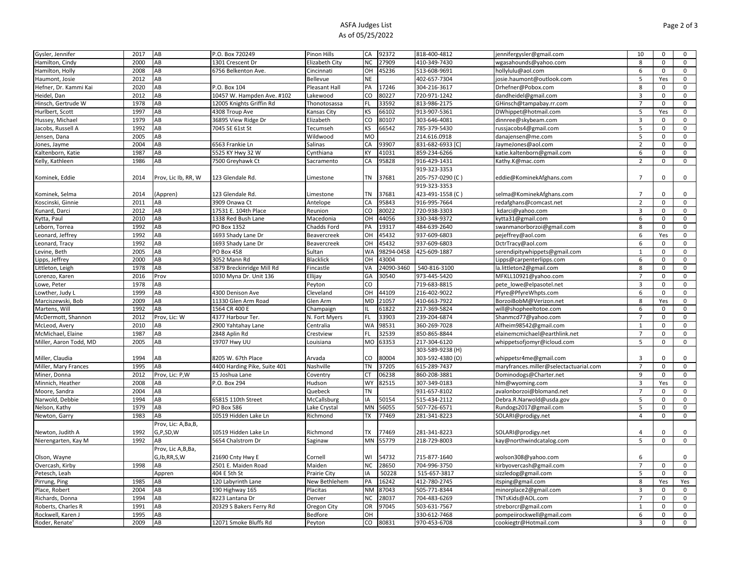# ASFA Judges List
As of 05/25/2022

| Name | Year | Status | Address | City | State | Zip | Phone | Email | | | |
|---|---|---|---|---|---|---|---|---|---|---|---|
| Gysler, Jennifer | 2017 | AB | P.O. Box 720249 | Pinon Hills | CA | 92372 | 818-400-4812 | jennifergysler@gmail.com | 10 | 0 | 0 |
| Hamilton, Cindy | 2000 | AB | 1301 Crescent Dr | Elizabeth City | NC | 27909 | 410-349-7430 | wgasahounds@yahoo.com | 8 | 0 | 0 |
| Hamilton, Holly | 2008 | AB | 6756 Belkenton Ave. | Cincinnati | OH | 45236 | 513-608-9691 | hollylulu@aol.com | 6 | 0 | 0 |
| Haumont, Josie | 2012 | AB | | Bellevue | NE | | 402-657-7304 | josie.haumont@outlook.com | 5 | Yes | 0 |
| Hefner, Dr. Kammi Kai | 2020 | AB | P.O. Box 104 | Pleasant Hall | PA | 17246 | 304-216-3617 | Drhefner@Pobox.com | 8 | 0 | 0 |
| Heidel, Dan | 2012 | AB | 10457 W. Hampden Ave. #102 | Lakewood | CO | 80227 | 720-971-1242 | dandheidel@gmail.com | 3 | 0 | 0 |
| Hinsch, Gertrude W | 1978 | AB | 12005 Knights Griffin Rd | Thonotosassa | FL | 33592 | 813-986-2175 | GHinsch@tampabay.rr.com | 7 | 0 | 0 |
| Hurlbert, Scott | 1997 | AB | 4308 Troup Ave | Kansas City | KS | 66102 | 913-907-5361 | DWhippet@hotmail.com | 5 | Yes | 0 |
| Hussey, Michael | 1979 | AB | 36895 View Ridge Dr | Elizabeth | CO | 80107 | 303-646-4081 | dinnree@skybeam.com | 3 | 0 | 0 |
| Jacobs, Russell A | 1992 | AB | 7045 SE 61st St | Tecumseh | KS | 66542 | 785-379-5430 | russjacobs4@gmail.com | 5 | 0 | 0 |
| Jensen, Dana | 2005 | AB | | Wildwood | MO | | 214.616.0918 | danajensen@me.com | 5 | 0 | 0 |
| Jones, Jayme | 2004 | AB | 6563 Frankie Ln | Salinas | CA | 93907 | 831-682-6933 [C] | JaymeJones@aol.com | 2 | 0 | 0 |
| Kaltenborn, Katie | 1987 | AB | 5525 KY Hwy 32 W | Cynthiana | KY | 41031 | 859-234-6266 | katie.kaltenborn@gmail.com | 6 | 0 | 0 |
| Kelly, Kathleen | 1986 | AB | 7500 Greyhawk Ct | Sacramento | CA | 95828 | 916-429-1431 | Kathy.K@mac.com | 2 | 0 | 0 |
| Kominek, Eddie | 2014 | Prov, Lic Ib, RR, W | 123 Glendale Rd. | Limestone | TN | 37681 | 919-323-3353 205-757-0290 (C) | eddie@KominekAfghans.com | 7 | 0 | 0 |
| Kominek, Selma | 2014 | (Appren) | 123 Glendale Rd. | Limestone | TN | 37681 | 919-323-3353 423-491-1558 (C) | selma@KominekAfghans.com | 7 | 0 | 0 |
| Koscinski, Ginnie | 2011 | AB | 3909 Onawa Ct | Antelope | CA | 95843 | 916-995-7664 | redafghans@comcast.net | 2 | 0 | 0 |
| Kunard, Darci | 2012 | AB | 17531 E. 104th Place | Reunion | CO | 80022 | 720-938-3303 | kdarci@yahoo.com | 3 | 0 | 0 |
| Kytta, Paul | 2010 | AB | 1338 Red Bush Lane | Macedonia | OH | 44056 | 330-348-9372 | kytta31@gmail.com | 6 | 0 | 0 |
| Leborn, Torrea | 1992 | AB | PO Box 1352 | Chadds Ford | PA | 19317 | 484-639-2640 | swanmanorborzoi@gmail.com | 8 | 0 | 0 |
| Leonard, Jeffrey | 1992 | AB | 1693 Shady Lane Dr | Beavercreek | OH | 45432 | 937-609-6803 | pejeffrey@aol.com | 6 | Yes | 0 |
| Leonard, Tracy | 1992 | AB | 1693 Shady Lane Dr | Beavercreek | OH | 45432 | 937-609-6803 | DctrTracy@aol.com | 6 | 0 | 0 |
| Levine, Beth | 2005 | AB | PO Box 458 | Sultan | WA | 98294-0458 | 425-609-1887 | serendipitywhippets@gmail.com | 1 | 0 | 0 |
| Lipps, Jeffrey | 2000 | AB | 3052 Mann Rd | Blacklick | OH | 43004 | | Lipps@carpenterlipps.com | 6 | 0 | 0 |
| Littleton, Leigh | 1978 | AB | 5879 Breckinridge Mill Rd | Fincastle | VA | 24090-3460 | 540-816-3100 | la.littleton2@gmail.com | 8 | 0 | 0 |
| Lorenzo, Karen | 2016 | Prov | 1030 Myna Dr. Unit 136 | Ellijay | GA | 30540 | 973-445-5420 | MFKLL10921@yahoo.com | 7 | 0 | 0 |
| Lowe, Peter | 1978 | AB | | Peyton | CO | | 719-683-8815 | pete_lowe@elpasotel.net | 3 | 0 | 0 |
| Lowther, Judy L | 1999 | AB | 4300 Denison Ave | Cleveland | OH | 44109 | 216-402-9022 | Pfyre@PfyreWhpts.com | 6 | 0 | 0 |
| Marciszewski, Bob | 2009 | AB | 11330 Glen Arm Road | Glen Arm | MD | 21057 | 410-663-7922 | BorzoiBobM@Verizon.net | 8 | Yes | 0 |
| Martens, Will | 1992 | AB | 1564 CR 400 E | Champaign | IL | 61822 | 217-369-5824 | will@shopheeltotoe.com | 6 | 0 | 0 |
| McDermott, Shannon | 2012 | Prov, Lic: W | 4377 Harbour Ter. | N. Fort Myers | FL | 33903 | 239-204-6874 | Shanmcd77@yahoo.com | 7 | 0 | 0 |
| McLeod, Avery | 2010 | AB | 2900 Yahtahay Lane | Centralia | WA | 98531 | 360-269-7028 | Alfheim98542@gmail.com | 1 | 0 | 0 |
| McMichael, Elaine | 1987 | AB | 2848 Aplin Rd | Crestview | FL | 32539 | 850-865-8844 | elainemcmichael@earthlink.net | 7 | 0 | 0 |
| Miller, Aaron Todd, MD | 2005 | AB | 19707 Hwy UU | Louisiana | MO | 63353 | 217-304-6120 | whippetsofjomyr@icloud.com | 5 | 0 | 0 |
| Miller, Claudia | 1994 | AB | 8205 W. 67th Place | Arvada | CO | 80004 | 303-589-9238 (H) 303-592-4380 (O) | whippetsr4me@gmail.com | 3 | 0 | 0 |
| Miller, Mary Frances | 1995 | AB | 4400 Harding Pike, Suite 401 | Nashville | TN | 37205 | 615-289-7437 | maryfrances.miller@selectactuarial.com | 7 | 0 | 0 |
| Miner, Donna | 2012 | Prov, Lic: P,W | 15 Joshua Lane | Coventry | CT | 06238 | 860-208-3881 | Dominodogs@Charter.net | 9 | 0 | 0 |
| Minnich, Heather | 2008 | AB | P.O. Box 294 | Hudson | WY | 82515 | 307-349-0183 | hlm@wyoming.com | 3 | Yes | 0 |
| Moore, Sandra | 2004 | AB | | Quebeck | TN | | 931-657-8102 | avalonborzoi@blomand.net | 7 | 0 | 0 |
| Narwold, Debbie | 1994 | AB | 65815 110th Street | McCallsburg | IA | 50154 | 515-434-2112 | Debra.R.Narwold@usda.gov | 5 | 0 | 0 |
| Nelson, Kathy | 1979 | AB | PO Box 586 | Lake Crystal | MN | 56055 | 507-726-6571 | Rundogs2017@gmail.com | 5 | 0 | 0 |
| Newton, Garry | 1983 | AB | 10519 Hidden Lake Ln | Richmond | TX | 77469 | 281-341-8223 | SOLARI@prodigy.net | 4 | 0 | 0 |
| Newton, Judith A | 1992 | Prov, Lic: A,Ba,B, G,P,SD,W | 10519 Hidden Lake Ln | Richmond | TX | 77469 | 281-341-8223 | SOLARI@prodigy.net | 4 | 0 | 0 |
| Nierengarten, Kay M | 1992 | AB | 5654 Chalstrom Dr | Saginaw | MN | 55779 | 218-729-8003 | kay@northwindcatalog.com | 5 | 0 | 0 |
| Olson, Wayne | | Prov, Lic A,B,Ba, G,Ib,RR,S,W | 21690 Cnty Hwy E | Cornell | WI | 54732 | 715-877-1640 | wolson308@yahoo.com | 6 | | 0 |
| Overcash, Kirby | 1998 | AB | 2501 E. Maiden Road | Maiden | NC | 28650 | 704-996-3750 | kirbyovercash@gmail.com | 7 | 0 | 0 |
| Petesch, Leah | | Appren | 404 E 5th St | Prairie City | IA | 50228 | 515-657-3817 | sizzledog@gmail.com | 5 | 0 | 0 |
| Pirrung, Ping | 1985 | AB | 120 Labyrinth Lane | New Bethlehem | PA | 16242 | 412-780-2745 | itsping@gmail.com | 8 | Yes | Yes |
| Place, Robert | 2004 | AB | 190 Highway 165 | Placitas | NM | 87043 | 505-771-8344 | minorplace2@gmail.com | 3 | 0 | 0 |
| Richards, Donna | 1994 | AB | 8223 Lantana Dr | Denver | NC | 28037 | 704-483-6269 | TNTsKids@AOL.com | 7 | 0 | 0 |
| Roberts, Charles R | 1991 | AB | 20329 S Bakers Ferry Rd | Oregon City | OR | 97045 | 503-631-7567 | streborcr@gmail.com | 1 | 0 | 0 |
| Rockwell, Karen J | 1995 | AB | | Bedfore | OH | | 330-612-7468 | pompeiirockwell@gmail.com | 6 | 0 | 0 |
| Roder, Renate' | 2009 | AB | 12071 Smoke Bluffs Rd | Peyton | CO | 80831 | 970-453-6708 | cookiegtr@Hotmail.com | 3 | 0 | 0 |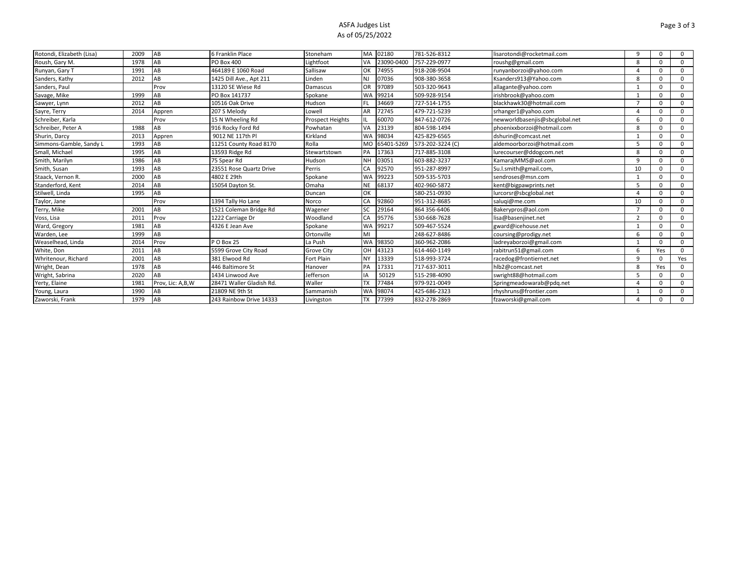# ASFA Judges List
As of 05/25/2022

| | | | | | | | | | | | |
|---|---|---|---|---|---|---|---|---|---|---|---|
| Rotondi, Elizabeth (Lisa) | 2009 | AB | 6 Franklin Place | Stoneham | MA | 02180 | 781-526-8312 | lisarotondi@rocketmail.com | 9 | 0 | 0 |
| Roush, Gary M. | 1978 | AB | PO Box 400 | Lightfoot | VA | 23090-0400 | 757-229-0977 | roushg@gmail.com | 8 | 0 | 0 |
| Runyan, Gary T | 1991 | AB | 464189 E 1060 Road | Sallisaw | OK | 74955 | 918-208-9504 | runyanborzoi@yahoo.com | 4 | 0 | 0 |
| Sanders, Kathy | 2012 | AB | 1425 Dill Ave., Apt 211 | Linden | NJ | 07036 | 908-380-3658 | Ksanders913@Yahoo.com | 8 | 0 | 0 |
| Sanders, Paul | | Prov | 13120 SE Wiese Rd | Damascus | OR | 97089 | 503-320-9643 | allagante@yahoo.com | 1 | 0 | 0 |
| Savage, Mike | 1999 | AB | PO Box 141737 | Spokane | WA | 99214 | 509-928-9154 | irishbrook@yahoo.com | 1 | 0 | 0 |
| Sawyer, Lynn | 2012 | AB | 10516 Oak Drive | Hudson | FL | 34669 | 727-514-1755 | blackhawk30@hotmail.com | 7 | 0 | 0 |
| Sayre, Terry | 2014 | Appren | 207 S Melody | Lowell | AR | 72745 | 479-721-5239 | srhanger1@yahoo.com | 4 | 0 | 0 |
| Schreiber, Karla | | Prov | 15 N Wheeling Rd | Prospect Heights | IL | 60070 | 847-612-0726 | newworldbasenjis@sbcglobal.net | 6 | 0 | 0 |
| Schreiber, Peter A | 1988 | AB | 916 Rocky Ford Rd | Powhatan | VA | 23139 | 804-598-1494 | phoenixxborzoi@hotmail.com | 8 | 0 | 0 |
| Shurin, Darcy | 2013 | Appren | 9012 NE 117th Pl | Kirkland | WA | 98034 | 425-829-6565 | dshurin@comcast.net | 1 | 0 | 0 |
| Simmons-Gamble, Sandy L | 1993 | AB | 11251 County Road 8170 | Rolla | MO | 65401-5269 | 573-202-3224 (C) | aldemoorborzoi@hotmail.com | 5 | 0 | 0 |
| Small, Michael | 1995 | AB | 13593 Ridge Rd | Stewartstown | PA | 17363 | 717-885-3108 | lurecourser@ddogcom.net | 8 | 0 | 0 |
| Smith, Marilyn | 1986 | AB | 75 Spear Rd | Hudson | NH | 03051 | 603-882-3237 | KamarajMMS@aol.com | 9 | 0 | 0 |
| Smith, Susan | 1993 | AB | 23551 Rose Quartz Drive | Perris | CA | 92570 | 951-287-8997 | Su.l.smith@gmail.com, | 10 | 0 | 0 |
| Staack, Vernon R. | 2000 | AB | 4802 E 29th | Spokane | WA | 99223 | 509-535-5703 | sendroses@msn.com | 1 | 0 | 0 |
| Standerford, Kent | 2014 | AB | 15054 Dayton St. | Omaha | NE | 68137 | 402-960-5872 | kent@bigpawprints.net | 5 | 0 | 0 |
| Stilwell, Linda | 1995 | AB | | Duncan | OK | | 580-251-0930 | lurcorsr@sbcglobal.net | 4 | 0 | 0 |
| Taylor, Jane | | Prov | 1394 Tally Ho Lane | Norco | CA | 92860 | 951-312-8685 | saluqi@me.com | 10 | 0 | 0 |
| Terry, Mike | 2001 | AB | 1521 Coleman Bridge Rd | Wagener | SC | 29164 | 864 356-6406 | Bakerypros@aol.com | 7 | 0 | 0 |
| Voss, Lisa | 2011 | Prov | 1222 Carriage Dr | Woodland | CA | 95776 | 530-668-7628 | lisa@basenjinet.net | 2 | 0 | 0 |
| Ward, Gregory | 1981 | AB | 4326 E Jean Ave | Spokane | WA | 99217 | 509-467-5524 | gward@icehouse.net | 1 | 0 | 0 |
| Warden, Lee | 1999 | AB | | Ortonville | MI | | 248-627-8486 | coursing@prodigy.net | 6 | 0 | 0 |
| Weaselhead, Linda | 2014 | Prov | P O Box 25 | La Push | WA | 98350 | 360-962-2086 | ladreyaborzoi@gmail.com | 1 | 0 | 0 |
| White, Don | 2011 | AB | 5599 Grove City Road | Grove City | OH | 43123 | 614-460-1149 | rabitrun51@gmail.com | 6 | Yes | 0 |
| Whritenour, Richard | 2001 | AB | 381 Elwood Rd | Fort Plain | NY | 13339 | 518-993-3724 | racedog@frontiernet.net | 9 | 0 | Yes |
| Wright, Dean | 1978 | AB | 446 Baltimore St | Hanover | PA | 17331 | 717-637-3011 | hlb2@comcast.net | 8 | Yes | 0 |
| Wright, Sabrina | 2020 | AB | 1434 Linwood Ave | Jefferson | IA | 50129 | 515-298-4090 | swright88@hotmail.com | 5 | 0 | 0 |
| Yerty, Elaine | 1981 | Prov, Lic: A,B,W | 28471 Waller Gladish Rd. | Waller | TX | 77484 | 979-921-0049 | Springmeadowarab@pdq.net | 4 | 0 | 0 |
| Young, Laura | 1990 | AB | 21809 NE 9th St | Sammamish | WA | 98074 | 425-686-2323 | rhyshruns@frontier.com | 1 | 0 | 0 |
| Zaworski, Frank | 1979 | AB | 243 Rainbow Drive 14333 | Livingston | TX | 77399 | 832-278-2869 | fzaworski@gmail.com | 4 | 0 | 0 |